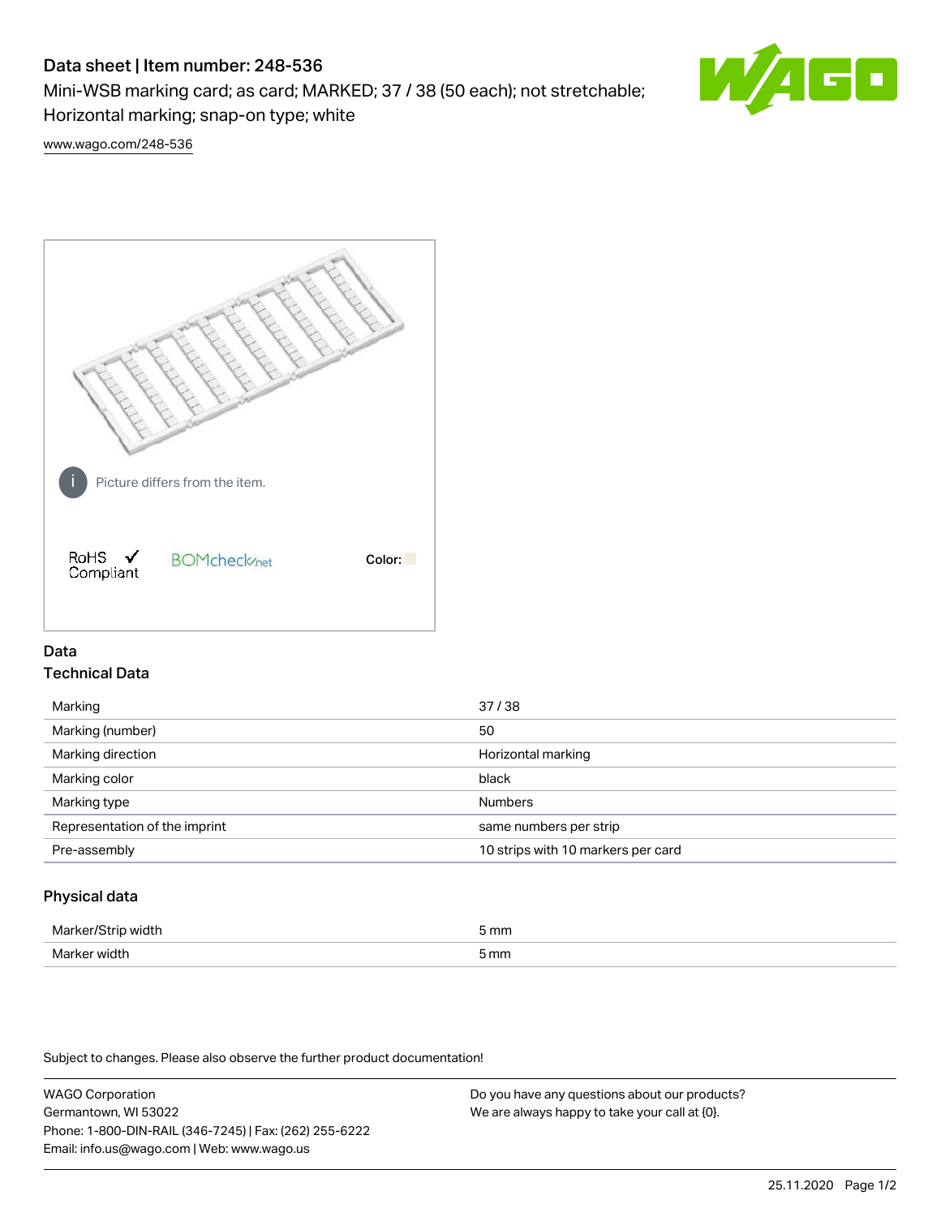# Data sheet | Item number: 248-536

Mini-WSB marking card; as card; MARKED; 37 / 38 (50 each); not stretchable; Horizontal marking; snap-on type; white

www.wago.com/248-536

Picture differs from the item.

RoHS ✓ Compliant

BOMcheck.net

Color:

## Data

### Technical Data

| Marking | 37 / 38 |
|---|---|
| Marking (number) | 50 |
| Marking direction | Horizontal marking |
| Marking color | black |
| Marking type | Numbers |
| Representation of the imprint | same numbers per strip |
| Pre-assembly | 10 strips with 10 markers per card |

### Physical data

| Marker/Strip width | 5 mm |
|---|---|
| Marker width | 5 mm |

Subject to changes. Please also observe the further product documentation!

WAGO Corporation
Germantown, WI 53022
Phone: 1-800-DIN-RAIL (346-7245) | Fax: (262) 255-6222
Email: info.us@wago.com | Web: www.wago.us

Do you have any questions about our products?
We are always happy to take your call at {0}.

25.11.2020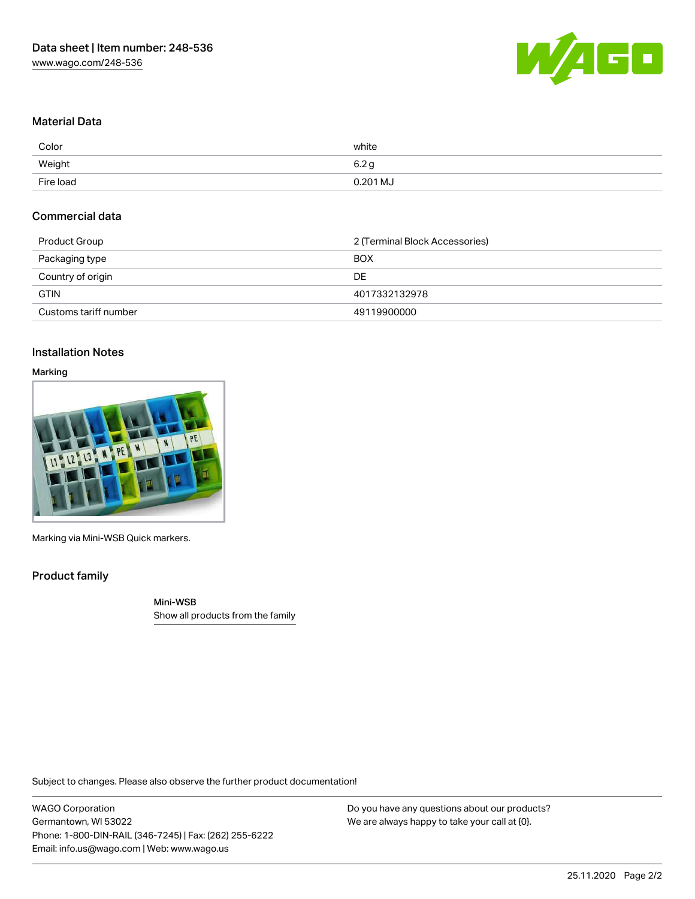## Material Data

| | |
|---|---|
| Color | white |
| Weight | 6.2 g |
| Fire load | 0.201 MJ |

## Commercial data

| | |
|---|---|
| Product Group | 2 (Terminal Block Accessories) |
| Packaging type | BOX |
| Country of origin | DE |
| GTIN | 4017332132978 |
| Customs tariff number | 49119900000 |

## Installation Notes

### Marking

Marking via Mini-WSB Quick markers.

## Product family

Mini-WSB
Show all products from the family

Subject to changes. Please also observe the further product documentation!

WAGO Corporation
Germantown, WI 53022
Phone: 1-800-DIN-RAIL (346-7245) | Fax: (262) 255-6222
Email: info.us@wago.com | Web: www.wago.us

Do you have any questions about our products?
We are always happy to take your call at {0}.

25.11.2020